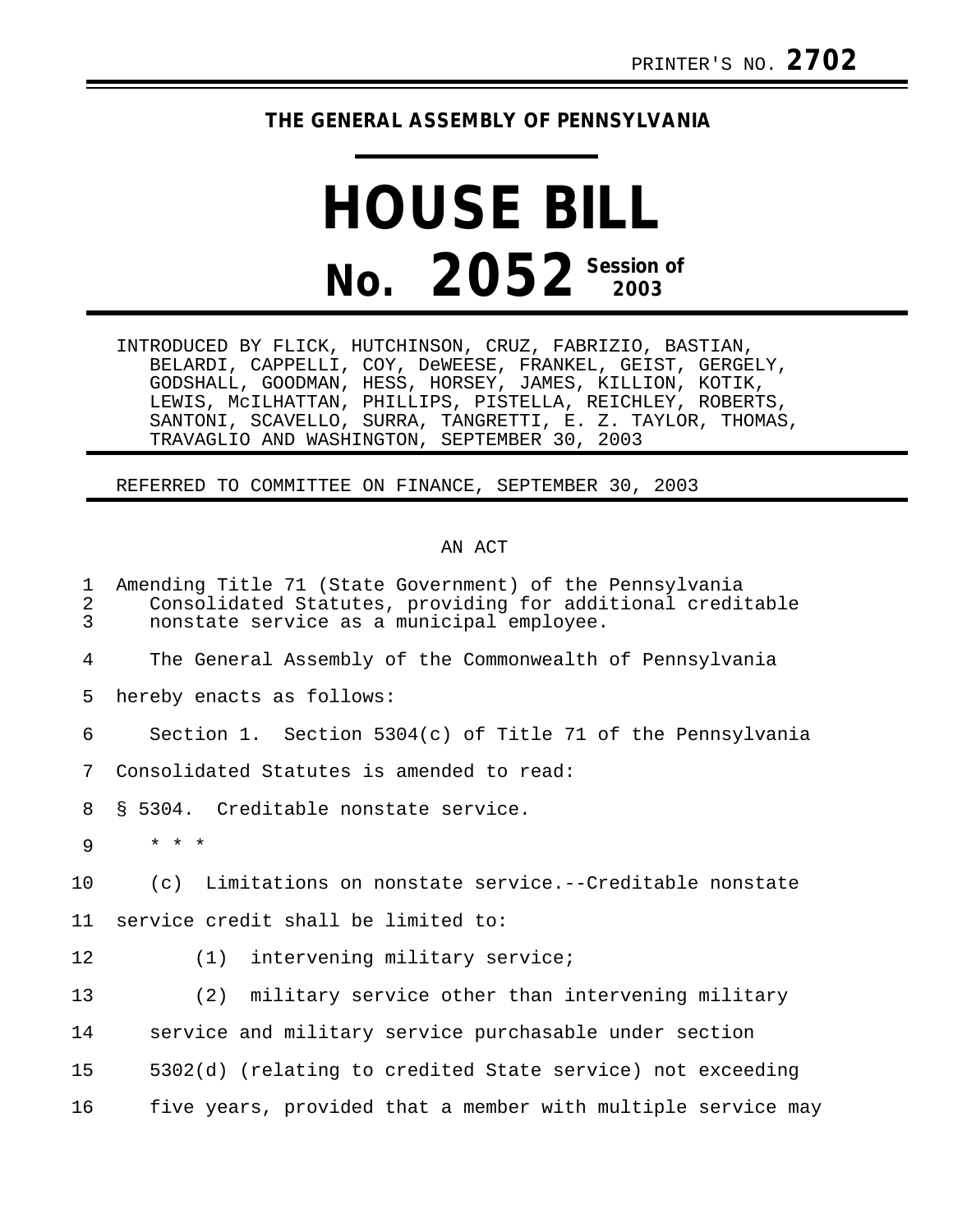PRINTER'S NO. **2702**

**THE GENERAL ASSEMBLY OF PENNSYLVANIA**

# HOUSE BILL

# No. 2052 Session of 2003

INTRODUCED BY FLICK, HUTCHINSON, CRUZ, FABRIZIO, BASTIAN, BELARDI, CAPPELLI, COY, DeWEESE, FRANKEL, GEIST, GERGELY, GODSHALL, GOODMAN, HESS, HORSEY, JAMES, KILLION, KOTIK, LEWIS, McILHATTAN, PHILLIPS, PISTELLA, REICHLEY, ROBERTS, SANTONI, SCAVELLO, SURRA, TANGRETTI, E. Z. TAYLOR, THOMAS, TRAVAGLIO AND WASHINGTON, SEPTEMBER 30, 2003

REFERRED TO COMMITTEE ON FINANCE, SEPTEMBER 30, 2003

AN ACT

1 Amending Title 71 (State Government) of the Pennsylvania
2 Consolidated Statutes, providing for additional creditable
3 nonstate service as a municipal employee.

4 The General Assembly of the Commonwealth of Pennsylvania
5 hereby enacts as follows:

6 Section 1. Section 5304(c) of Title 71 of the Pennsylvania
7 Consolidated Statutes is amended to read:

8 § 5304. Creditable nonstate service.

9 * * *

10 (c) Limitations on nonstate service.--Creditable nonstate
11 service credit shall be limited to:

12 (1) intervening military service;

13 (2) military service other than intervening military
14 service and military service purchasable under section
15 5302(d) (relating to credited State service) not exceeding
16 five years, provided that a member with multiple service may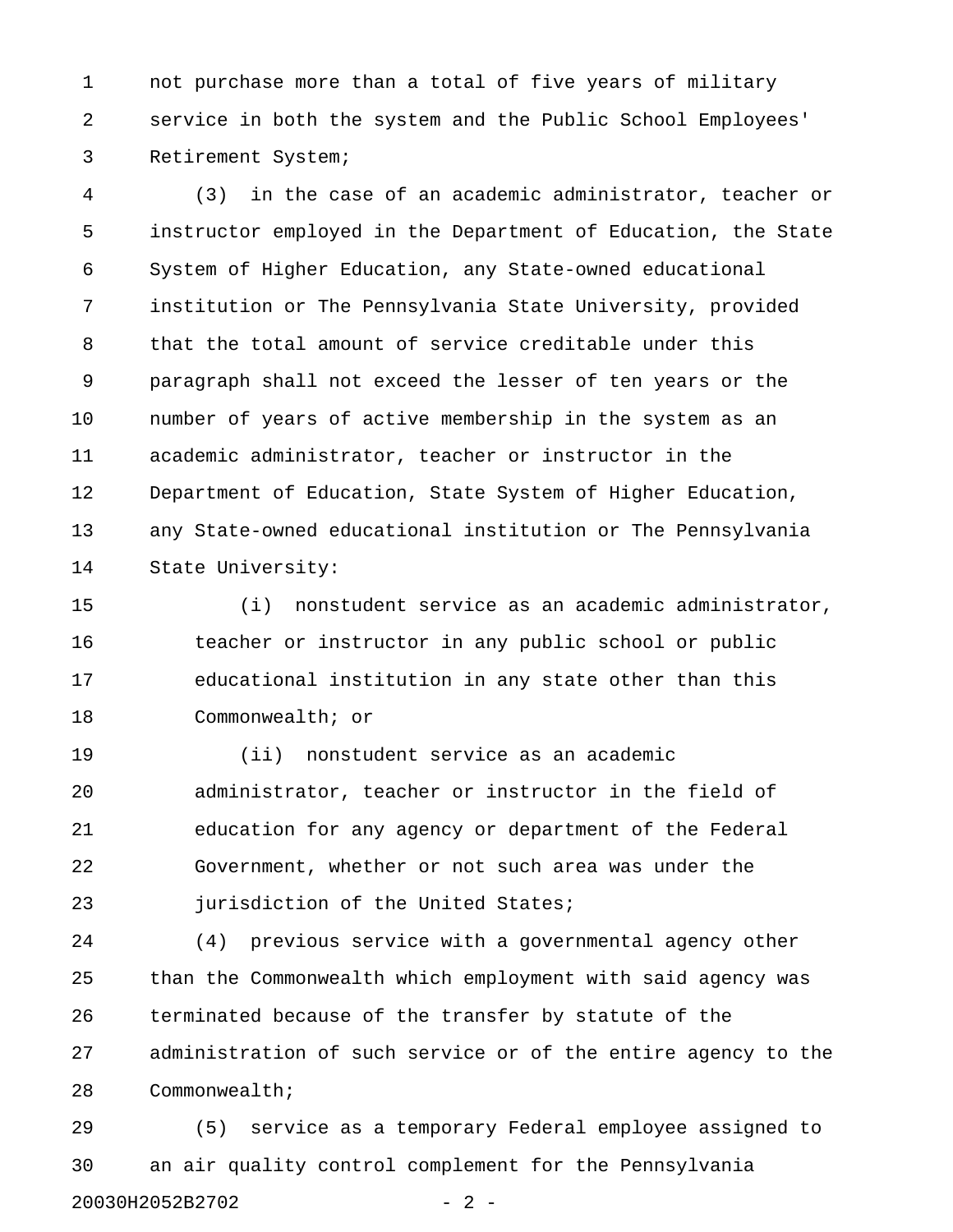not purchase more than a total of five years of military service in both the system and the Public School Employees' Retirement System;

(3) in the case of an academic administrator, teacher or instructor employed in the Department of Education, the State System of Higher Education, any State-owned educational institution or The Pennsylvania State University, provided that the total amount of service creditable under this paragraph shall not exceed the lesser of ten years or the number of years of active membership in the system as an academic administrator, teacher or instructor in the Department of Education, State System of Higher Education, any State-owned educational institution or The Pennsylvania State University:

(i) nonstudent service as an academic administrator, teacher or instructor in any public school or public educational institution in any state other than this Commonwealth; or

(ii) nonstudent service as an academic administrator, teacher or instructor in the field of education for any agency or department of the Federal Government, whether or not such area was under the jurisdiction of the United States;

(4) previous service with a governmental agency other than the Commonwealth which employment with said agency was terminated because of the transfer by statute of the administration of such service or of the entire agency to the Commonwealth;

(5) service as a temporary Federal employee assigned to an air quality control complement for the Pennsylvania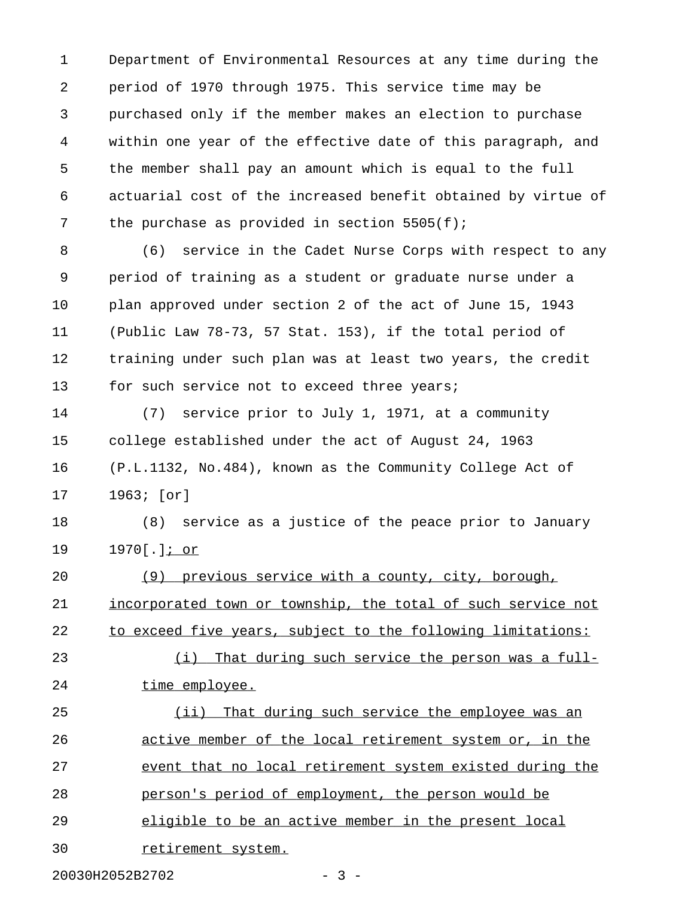Department of Environmental Resources at any time during the period of 1970 through 1975. This service time may be purchased only if the member makes an election to purchase within one year of the effective date of this paragraph, and the member shall pay an amount which is equal to the full actuarial cost of the increased benefit obtained by virtue of the purchase as provided in section 5505(f);

(6) service in the Cadet Nurse Corps with respect to any period of training as a student or graduate nurse under a plan approved under section 2 of the act of June 15, 1943 (Public Law 78-73, 57 Stat. 153), if the total period of training under such plan was at least two years, the credit for such service not to exceed three years;

(7) service prior to July 1, 1971, at a community college established under the act of August 24, 1963 (P.L.1132, No.484), known as the Community College Act of 1963; [or]

(8) service as a justice of the peace prior to January 1970[.]<u>; or</u>

<u>(9) previous service with a county, city, borough, incorporated town or township, the total of such service not to exceed five years, subject to the following limitations:</u>

<u>(i) That during such service the person was a full-time employee.</u>

<u>(ii) That during such service the employee was an active member of the local retirement system or, in the event that no local retirement system existed during the person's period of employment, the person would be eligible to be an active member in the present local retirement system.</u>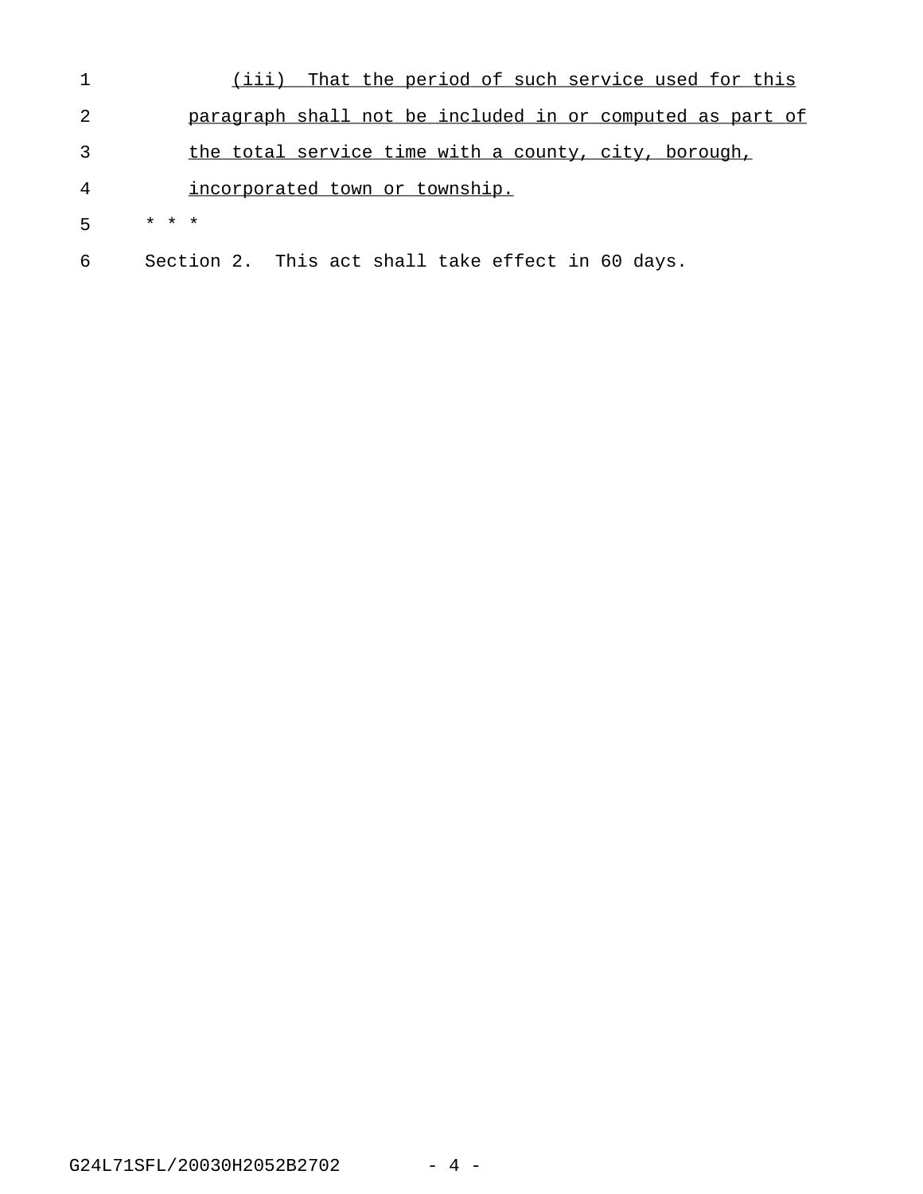(iii) That the period of such service used for this paragraph shall not be included in or computed as part of the total service time with a county, city, borough, incorporated town or township.

* * *

Section 2. This act shall take effect in 60 days.